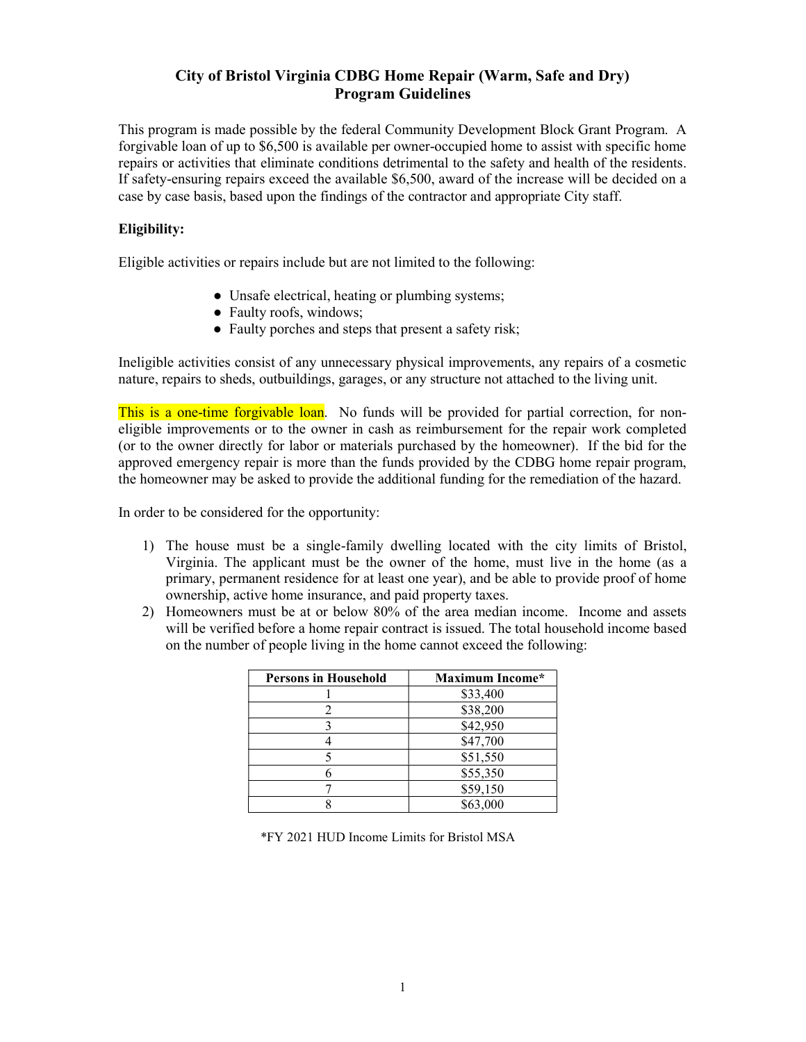# City of Bristol Virginia CDBG Home Repair (Warm, Safe and Dry) Program Guidelines

This program is made possible by the federal Community Development Block Grant Program. A forgivable loan of up to $6,500 is available per owner-occupied home to assist with specific home repairs or activities that eliminate conditions detrimental to the safety and health of the residents. If safety-ensuring repairs exceed the available $6,500, award of the increase will be decided on a case by case basis, based upon the findings of the contractor and appropriate City staff.

**Eligibility:**

Eligible activities or repairs include but are not limited to the following:

- Unsafe electrical, heating or plumbing systems;
- Faulty roofs, windows;
- Faulty porches and steps that present a safety risk;

Ineligible activities consist of any unnecessary physical improvements, any repairs of a cosmetic nature, repairs to sheds, outbuildings, garages, or any structure not attached to the living unit.

This is a one-time forgivable loan. No funds will be provided for partial correction, for non-eligible improvements or to the owner in cash as reimbursement for the repair work completed (or to the owner directly for labor or materials purchased by the homeowner). If the bid for the approved emergency repair is more than the funds provided by the CDBG home repair program, the homeowner may be asked to provide the additional funding for the remediation of the hazard.

In order to be considered for the opportunity:

1) The house must be a single-family dwelling located with the city limits of Bristol, Virginia. The applicant must be the owner of the home, must live in the home (as a primary, permanent residence for at least one year), and be able to provide proof of home ownership, active home insurance, and paid property taxes.
2) Homeowners must be at or below 80% of the area median income. Income and assets will be verified before a home repair contract is issued. The total household income based on the number of people living in the home cannot exceed the following:

| Persons in Household | Maximum Income* |
|---|---|
| 1 | $33,400 |
| 2 | $38,200 |
| 3 | $42,950 |
| 4 | $47,700 |
| 5 | $51,550 |
| 6 | $55,350 |
| 7 | $59,150 |
| 8 | $63,000 |

*FY 2021 HUD Income Limits for Bristol MSA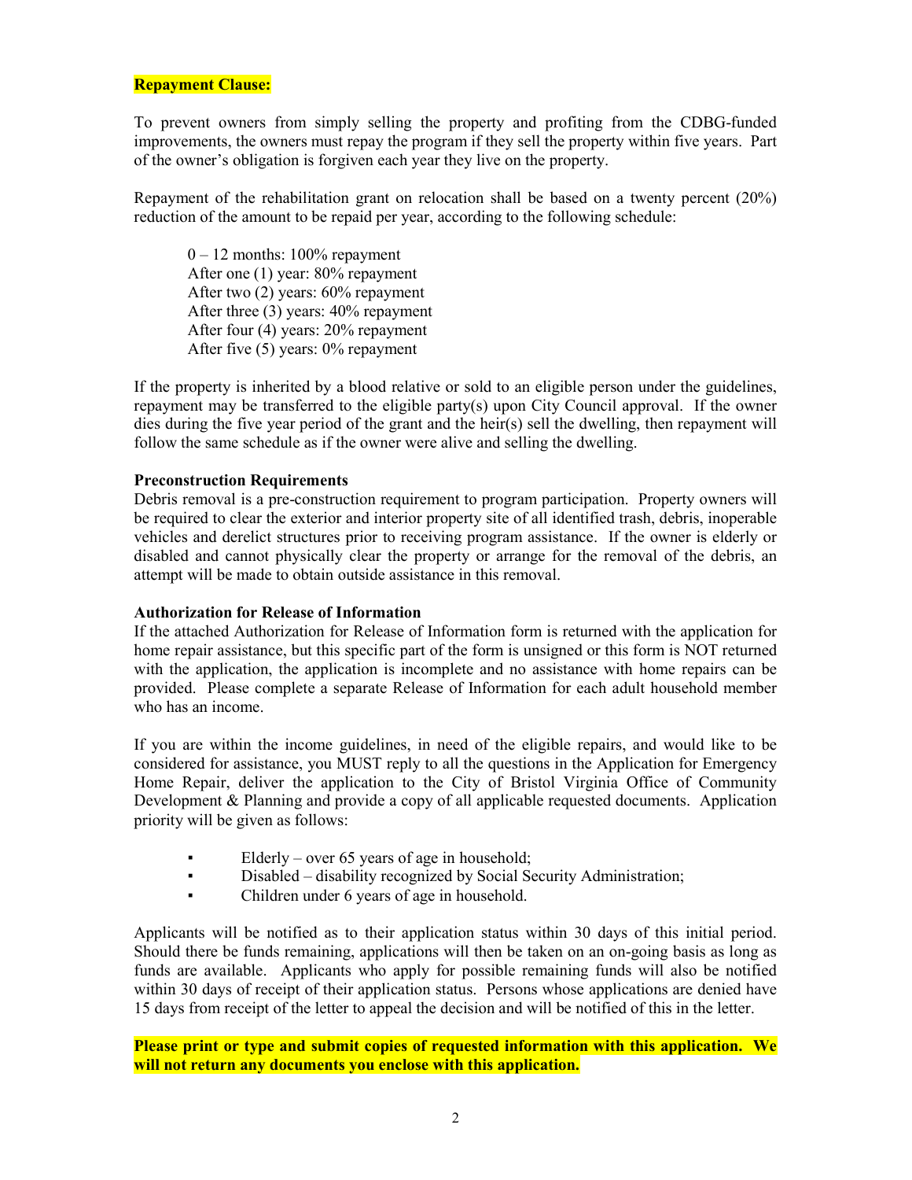**Repayment Clause:**

To prevent owners from simply selling the property and profiting from the CDBG-funded improvements, the owners must repay the program if they sell the property within five years. Part of the owner's obligation is forgiven each year they live on the property.

Repayment of the rehabilitation grant on relocation shall be based on a twenty percent (20%) reduction of the amount to be repaid per year, according to the following schedule:

0 – 12 months: 100% repayment
After one (1) year: 80% repayment
After two (2) years: 60% repayment
After three (3) years: 40% repayment
After four (4) years: 20% repayment
After five (5) years: 0% repayment

If the property is inherited by a blood relative or sold to an eligible person under the guidelines, repayment may be transferred to the eligible party(s) upon City Council approval. If the owner dies during the five year period of the grant and the heir(s) sell the dwelling, then repayment will follow the same schedule as if the owner were alive and selling the dwelling.

**Preconstruction Requirements**

Debris removal is a pre-construction requirement to program participation. Property owners will be required to clear the exterior and interior property site of all identified trash, debris, inoperable vehicles and derelict structures prior to receiving program assistance. If the owner is elderly or disabled and cannot physically clear the property or arrange for the removal of the debris, an attempt will be made to obtain outside assistance in this removal.

**Authorization for Release of Information**

If the attached Authorization for Release of Information form is returned with the application for home repair assistance, but this specific part of the form is unsigned or this form is NOT returned with the application, the application is incomplete and no assistance with home repairs can be provided. Please complete a separate Release of Information for each adult household member who has an income.

If you are within the income guidelines, in need of the eligible repairs, and would like to be considered for assistance, you MUST reply to all the questions in the Application for Emergency Home Repair, deliver the application to the City of Bristol Virginia Office of Community Development & Planning and provide a copy of all applicable requested documents. Application priority will be given as follows:

- Elderly – over 65 years of age in household;
- Disabled – disability recognized by Social Security Administration;
- Children under 6 years of age in household.

Applicants will be notified as to their application status within 30 days of this initial period. Should there be funds remaining, applications will then be taken on an on-going basis as long as funds are available. Applicants who apply for possible remaining funds will also be notified within 30 days of receipt of their application status. Persons whose applications are denied have 15 days from receipt of the letter to appeal the decision and will be notified of this in the letter.

**Please print or type and submit copies of requested information with this application. We will not return any documents you enclose with this application.**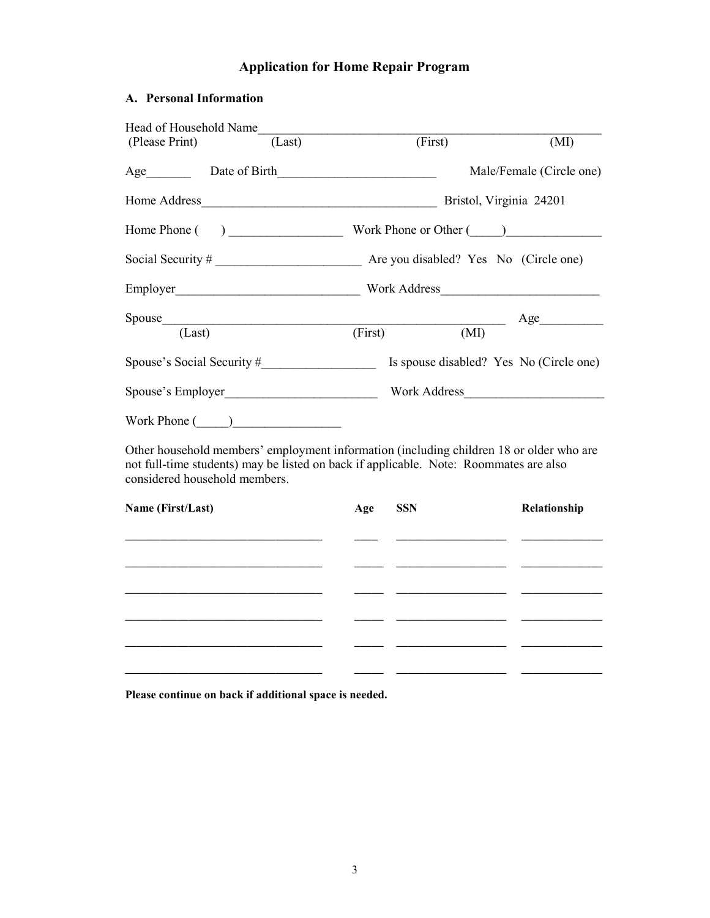# Application for Home Repair Program

## A. Personal Information

Head of Household Name________________________________________________________
(Please Print) (Last) (First) (MI)

Age_______ Date of Birth________________________ Male/Female (Circle one)

Home Address____________________________________ Bristol, Virginia 24201

Home Phone ( ) _________________ Work Phone or Other (_____)_______________

Social Security # _______________________ Are you disabled? Yes No (Circle one)

Employer_____________________________ Work Address_________________________

Spouse______________________________________________________ Age__________
(Last) (First) (MI)

Spouse's Social Security #_________________ Is spouse disabled? Yes No (Circle one)

Spouse's Employer________________________ Work Address______________________

Work Phone (_____)_________________

Other household members' employment information (including children 18 or older who are not full-time students) may be listed on back if applicable. Note: Roommates are also considered household members.

| Name (First/Last) | Age | SSN | Relationship |
|---|---|---|---|
| | | | |
| | | | |
| | | | |
| | | | |
| | | | |
| | | | |

**Please continue on back if additional space is needed.**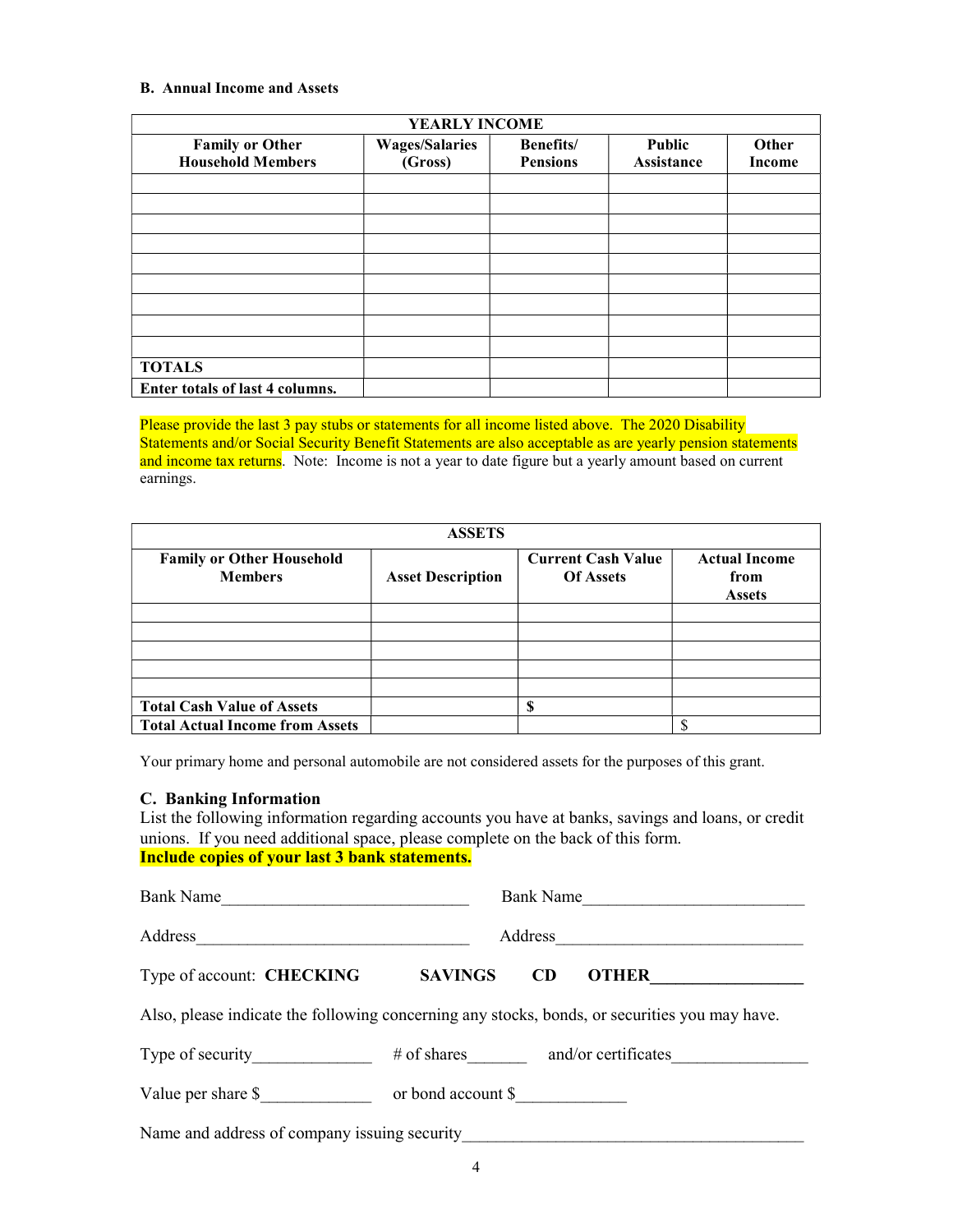**B. Annual Income and Assets**

| YEARLY INCOME | | | | |
|---|---|---|---|---|
| **Family or Other Household Members** | **Wages/Salaries (Gross)** | **Benefits/ Pensions** | **Public Assistance** | **Other Income** |
| | | | | |
| | | | | |
| | | | | |
| | | | | |
| | | | | |
| | | | | |
| | | | | |
| | | | | |
| | | | | |
| **TOTALS** | | | | |
| **Enter totals of last 4 columns.** | | | | |

Please provide the last 3 pay stubs or statements for all income listed above. The 2020 Disability Statements and/or Social Security Benefit Statements are also acceptable as are yearly pension statements and income tax returns. Note: Income is not a year to date figure but a yearly amount based on current earnings.

| ASSETS | | | |
|---|---|---|---|
| **Family or Other Household Members** | **Asset Description** | **Current Cash Value Of Assets** | **Actual Income from Assets** |
| | | | |
| | | | |
| | | | |
| | | | |
| | | | |
| **Total Cash Value of Assets** | | **$** | |
| **Total Actual Income from Assets** | | | $ |

Your primary home and personal automobile are not considered assets for the purposes of this grant.

### C. Banking Information

List the following information regarding accounts you have at banks, savings and loans, or credit unions. If you need additional space, please complete on the back of this form.
**Include copies of your last 3 bank statements.**

Bank Name____________________________ Bank Name_________________________

Address______________________________ Address___________________________

Type of account: **CHECKING** **SAVINGS** **CD** **OTHER**_________________

Also, please indicate the following concerning any stocks, bonds, or securities you may have.

Type of security_____________ # of shares_______ and/or certificates_______________

Value per share $_____________ or bond account $_____________

Name and address of company issuing security_______________________________________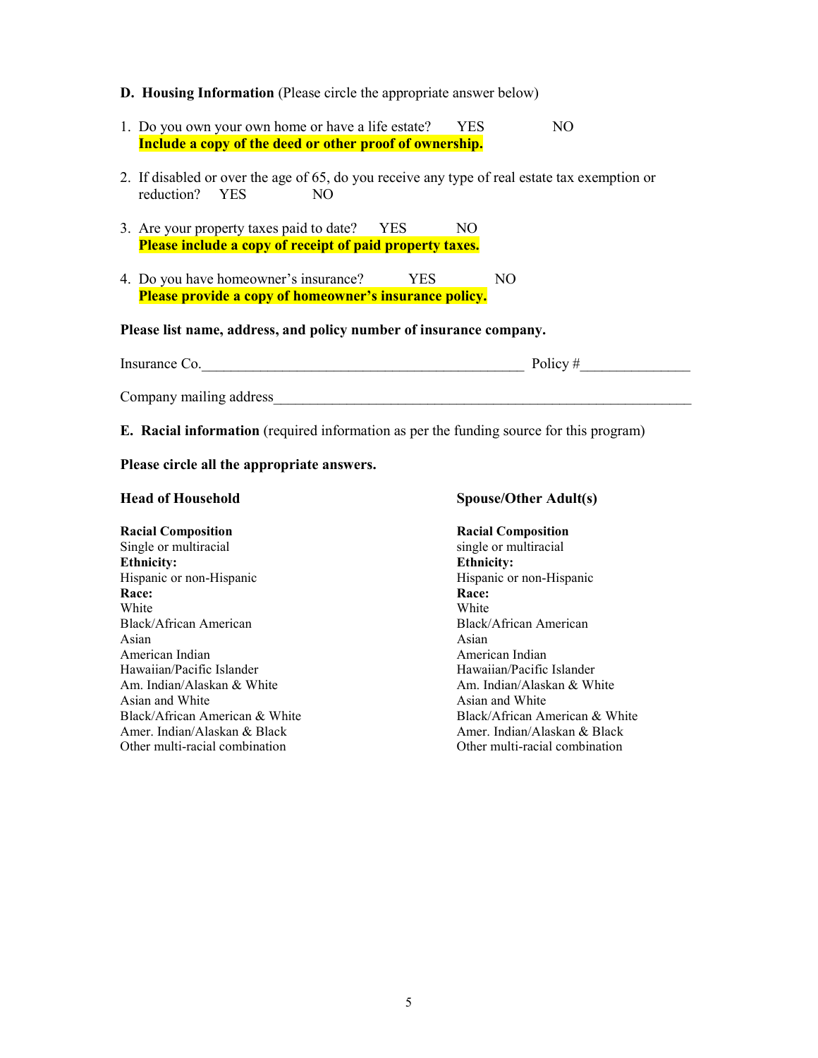**D. Housing Information** (Please circle the appropriate answer below)

1. Do you own your own home or have a life estate? YES NO
   **Include a copy of the deed or other proof of ownership.**

2. If disabled or over the age of 65, do you receive any type of real estate tax exemption or reduction? YES NO

3. Are your property taxes paid to date? YES NO
   **Please include a copy of receipt of paid property taxes.**

4. Do you have homeowner's insurance? YES NO
   **Please provide a copy of homeowner's insurance policy.**

**Please list name, address, and policy number of insurance company.**

Insurance Co.\_\_\_\_\_\_\_\_\_\_\_\_\_\_\_\_\_\_\_\_\_\_\_\_\_\_\_\_\_\_\_\_\_\_\_\_\_\_\_\_\_\_\_\_ Policy #\_\_\_\_\_\_\_\_\_\_\_\_\_\_\_

Company mailing address\_\_\_\_\_\_\_\_\_\_\_\_\_\_\_\_\_\_\_\_\_\_\_\_\_\_\_\_\_\_\_\_\_\_\_\_\_\_\_\_\_\_\_\_\_\_\_\_\_\_\_\_\_\_\_\_\_\_\_

**E. Racial information** (required information as per the funding source for this program)

**Please circle all the appropriate answers.**

**Head of Household**

**Racial Composition**
Single or multiracial
**Ethnicity:**
Hispanic or non-Hispanic
**Race:**
White
Black/African American
Asian
American Indian
Hawaiian/Pacific Islander
Am. Indian/Alaskan & White
Asian and White
Black/African American & White
Amer. Indian/Alaskan & Black
Other multi-racial combination

**Spouse/Other Adult(s)**

**Racial Composition**
single or multiracial
**Ethnicity:**
Hispanic or non-Hispanic
**Race:**
White
Black/African American
Asian
American Indian
Hawaiian/Pacific Islander
Am. Indian/Alaskan & White
Asian and White
Black/African American & White
Amer. Indian/Alaskan & Black
Other multi-racial combination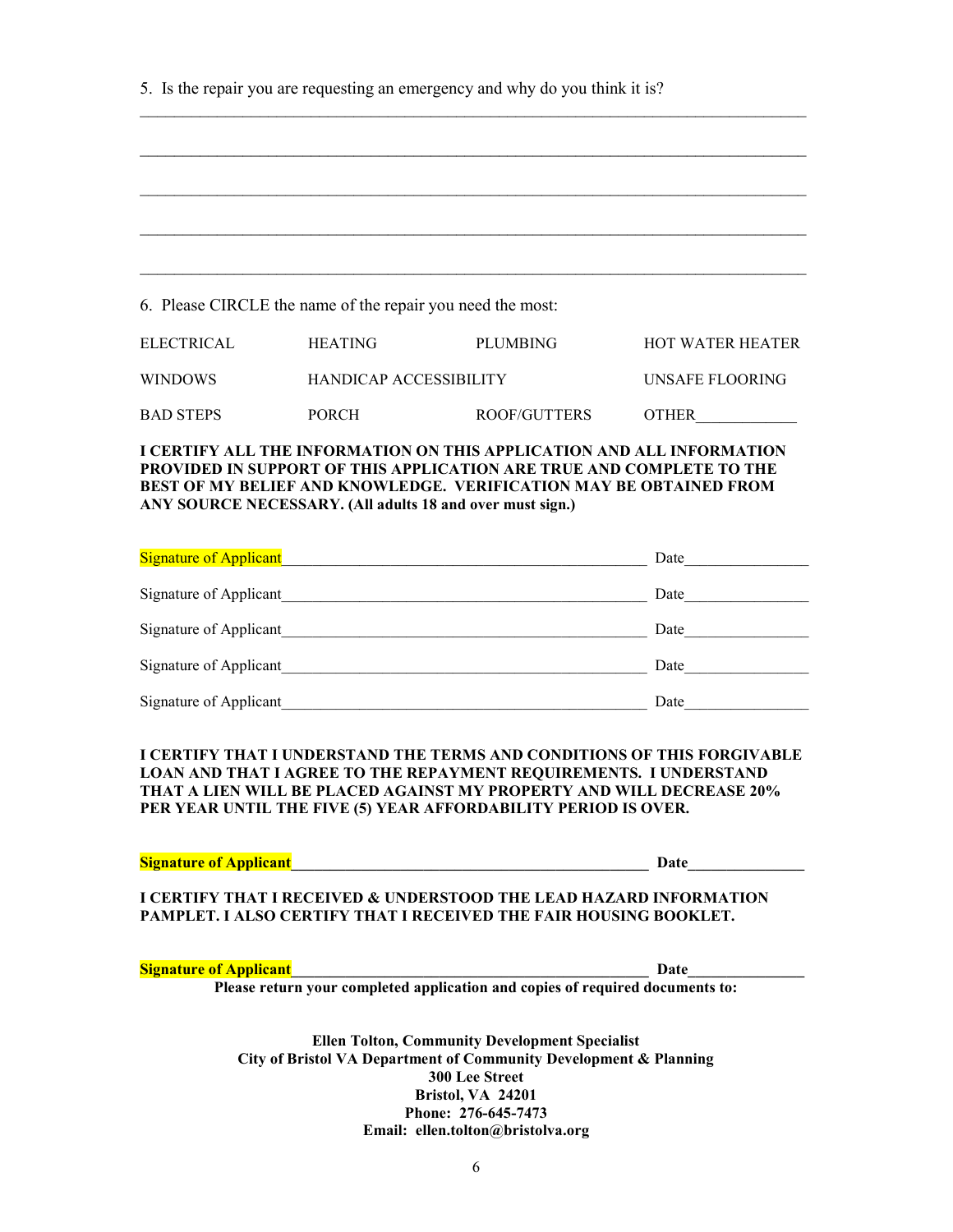5. Is the repair you are requesting an emergency and why do you think it is?

\_\_\_\_\_\_\_\_\_\_\_\_\_\_\_\_\_\_\_\_\_\_\_\_\_\_\_\_\_\_\_\_\_\_\_\_\_\_\_\_\_\_\_\_\_\_\_\_\_\_\_\_\_\_\_\_\_\_\_\_\_\_\_\_\_\_\_\_\_\_\_\_\_\_\_\_\_\_

\_\_\_\_\_\_\_\_\_\_\_\_\_\_\_\_\_\_\_\_\_\_\_\_\_\_\_\_\_\_\_\_\_\_\_\_\_\_\_\_\_\_\_\_\_\_\_\_\_\_\_\_\_\_\_\_\_\_\_\_\_\_\_\_\_\_\_\_\_\_\_\_\_\_\_\_\_\_

\_\_\_\_\_\_\_\_\_\_\_\_\_\_\_\_\_\_\_\_\_\_\_\_\_\_\_\_\_\_\_\_\_\_\_\_\_\_\_\_\_\_\_\_\_\_\_\_\_\_\_\_\_\_\_\_\_\_\_\_\_\_\_\_\_\_\_\_\_\_\_\_\_\_\_\_\_\_

\_\_\_\_\_\_\_\_\_\_\_\_\_\_\_\_\_\_\_\_\_\_\_\_\_\_\_\_\_\_\_\_\_\_\_\_\_\_\_\_\_\_\_\_\_\_\_\_\_\_\_\_\_\_\_\_\_\_\_\_\_\_\_\_\_\_\_\_\_\_\_\_\_\_\_\_\_\_

\_\_\_\_\_\_\_\_\_\_\_\_\_\_\_\_\_\_\_\_\_\_\_\_\_\_\_\_\_\_\_\_\_\_\_\_\_\_\_\_\_\_\_\_\_\_\_\_\_\_\_\_\_\_\_\_\_\_\_\_\_\_\_\_\_\_\_\_\_\_\_\_\_\_\_\_\_\_

6. Please CIRCLE the name of the repair you need the most:

| | | | |
|---|---|---|---|
| ELECTRICAL | HEATING | PLUMBING | HOT WATER HEATER |
| WINDOWS | HANDICAP ACCESSIBILITY | | UNSAFE FLOORING |
| BAD STEPS | PORCH | ROOF/GUTTERS | OTHER\_\_\_\_\_\_\_\_\_\_\_\_ |

**I CERTIFY ALL THE INFORMATION ON THIS APPLICATION AND ALL INFORMATION PROVIDED IN SUPPORT OF THIS APPLICATION ARE TRUE AND COMPLETE TO THE BEST OF MY BELIEF AND KNOWLEDGE. VERIFICATION MAY BE OBTAINED FROM ANY SOURCE NECESSARY. (All adults 18 and over must sign.)**

Signature of Applicant\_\_\_\_\_\_\_\_\_\_\_\_\_\_\_\_\_\_\_\_\_\_\_\_\_\_\_\_\_\_\_\_\_\_\_\_\_\_\_\_\_\_\_\_\_ Date\_\_\_\_\_\_\_\_\_\_\_\_\_\_\_

Signature of Applicant\_\_\_\_\_\_\_\_\_\_\_\_\_\_\_\_\_\_\_\_\_\_\_\_\_\_\_\_\_\_\_\_\_\_\_\_\_\_\_\_\_\_\_\_\_ Date\_\_\_\_\_\_\_\_\_\_\_\_\_\_\_

Signature of Applicant\_\_\_\_\_\_\_\_\_\_\_\_\_\_\_\_\_\_\_\_\_\_\_\_\_\_\_\_\_\_\_\_\_\_\_\_\_\_\_\_\_\_\_\_\_ Date\_\_\_\_\_\_\_\_\_\_\_\_\_\_\_

Signature of Applicant\_\_\_\_\_\_\_\_\_\_\_\_\_\_\_\_\_\_\_\_\_\_\_\_\_\_\_\_\_\_\_\_\_\_\_\_\_\_\_\_\_\_\_\_\_ Date\_\_\_\_\_\_\_\_\_\_\_\_\_\_\_

Signature of Applicant\_\_\_\_\_\_\_\_\_\_\_\_\_\_\_\_\_\_\_\_\_\_\_\_\_\_\_\_\_\_\_\_\_\_\_\_\_\_\_\_\_\_\_\_\_ Date\_\_\_\_\_\_\_\_\_\_\_\_\_\_\_

**I CERTIFY THAT I UNDERSTAND THE TERMS AND CONDITIONS OF THIS FORGIVABLE LOAN AND THAT I AGREE TO THE REPAYMENT REQUIREMENTS. I UNDERSTAND THAT A LIEN WILL BE PLACED AGAINST MY PROPERTY AND WILL DECREASE 20% PER YEAR UNTIL THE FIVE (5) YEAR AFFORDABILITY PERIOD IS OVER.**

**Signature of Applicant\_\_\_\_\_\_\_\_\_\_\_\_\_\_\_\_\_\_\_\_\_\_\_\_\_\_\_\_\_\_\_\_\_\_\_\_\_\_\_\_\_\_\_\_\_ Date\_\_\_\_\_\_\_\_\_\_\_\_\_\_\_**

**I CERTIFY THAT I RECEIVED & UNDERSTOOD THE LEAD HAZARD INFORMATION PAMPLET. I ALSO CERTIFY THAT I RECEIVED THE FAIR HOUSING BOOKLET.**

**Signature of Applicant\_\_\_\_\_\_\_\_\_\_\_\_\_\_\_\_\_\_\_\_\_\_\_\_\_\_\_\_\_\_\_\_\_\_\_\_\_\_\_\_\_\_\_\_\_ Date\_\_\_\_\_\_\_\_\_\_\_\_\_\_\_**

**Please return your completed application and copies of required documents to:**

**Ellen Tolton, Community Development Specialist**
**City of Bristol VA Department of Community Development & Planning**
**300 Lee Street**
**Bristol, VA 24201**
**Phone: 276-645-7473**
**Email: ellen.tolton@bristolva.org**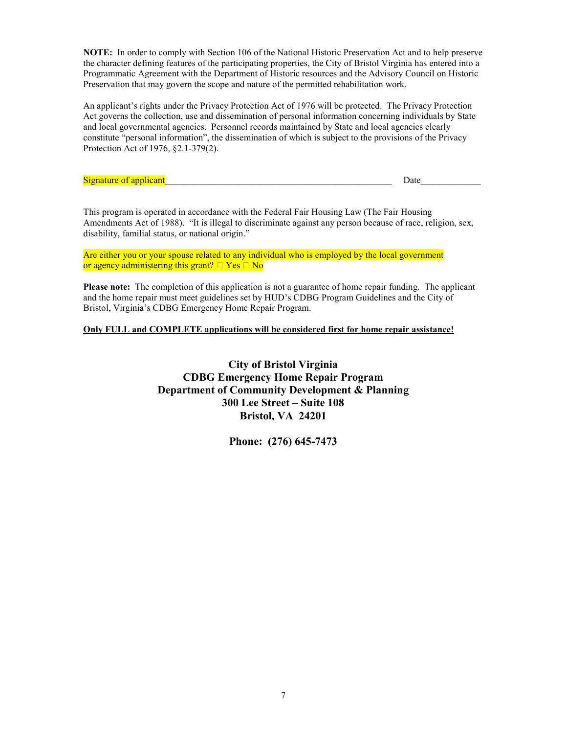**NOTE:** In order to comply with Section 106 of the National Historic Preservation Act and to help preserve the character defining features of the participating properties, the City of Bristol Virginia has entered into a Programmatic Agreement with the Department of Historic resources and the Advisory Council on Historic Preservation that may govern the scope and nature of the permitted rehabilitation work.

An applicant's rights under the Privacy Protection Act of 1976 will be protected. The Privacy Protection Act governs the collection, use and dissemination of personal information concerning individuals by State and local governmental agencies. Personnel records maintained by State and local agencies clearly constitute "personal information", the dissemination of which is subject to the provisions of the Privacy Protection Act of 1976, §2.1-379(2).

Signature of applicant\_\_\_\_\_\_\_\_\_\_\_\_\_\_\_\_\_\_\_\_\_\_\_\_\_\_\_\_\_\_\_\_\_\_\_\_\_\_\_\_\_\_\_\_\_\_\_\_ Date\_\_\_\_\_\_\_\_\_\_\_\_\_

This program is operated in accordance with the Federal Fair Housing Law (The Fair Housing Amendments Act of 1988). "It is illegal to discriminate against any person because of race, religion, sex, disability, familial status, or national origin."

Are either you or your spouse related to any individual who is employed by the local government or agency administering this grant? ☐ Yes ☐ No

**Please note:** The completion of this application is not a guarantee of home repair funding. The applicant and the home repair must meet guidelines set by HUD's CDBG Program Guidelines and the City of Bristol, Virginia's CDBG Emergency Home Repair Program.

**Only FULL and COMPLETE applications will be considered first for home repair assistance!**

**City of Bristol Virginia**
**CDBG Emergency Home Repair Program**
**Department of Community Development & Planning**
**300 Lee Street – Suite 108**
**Bristol, VA 24201**

**Phone: (276) 645-7473**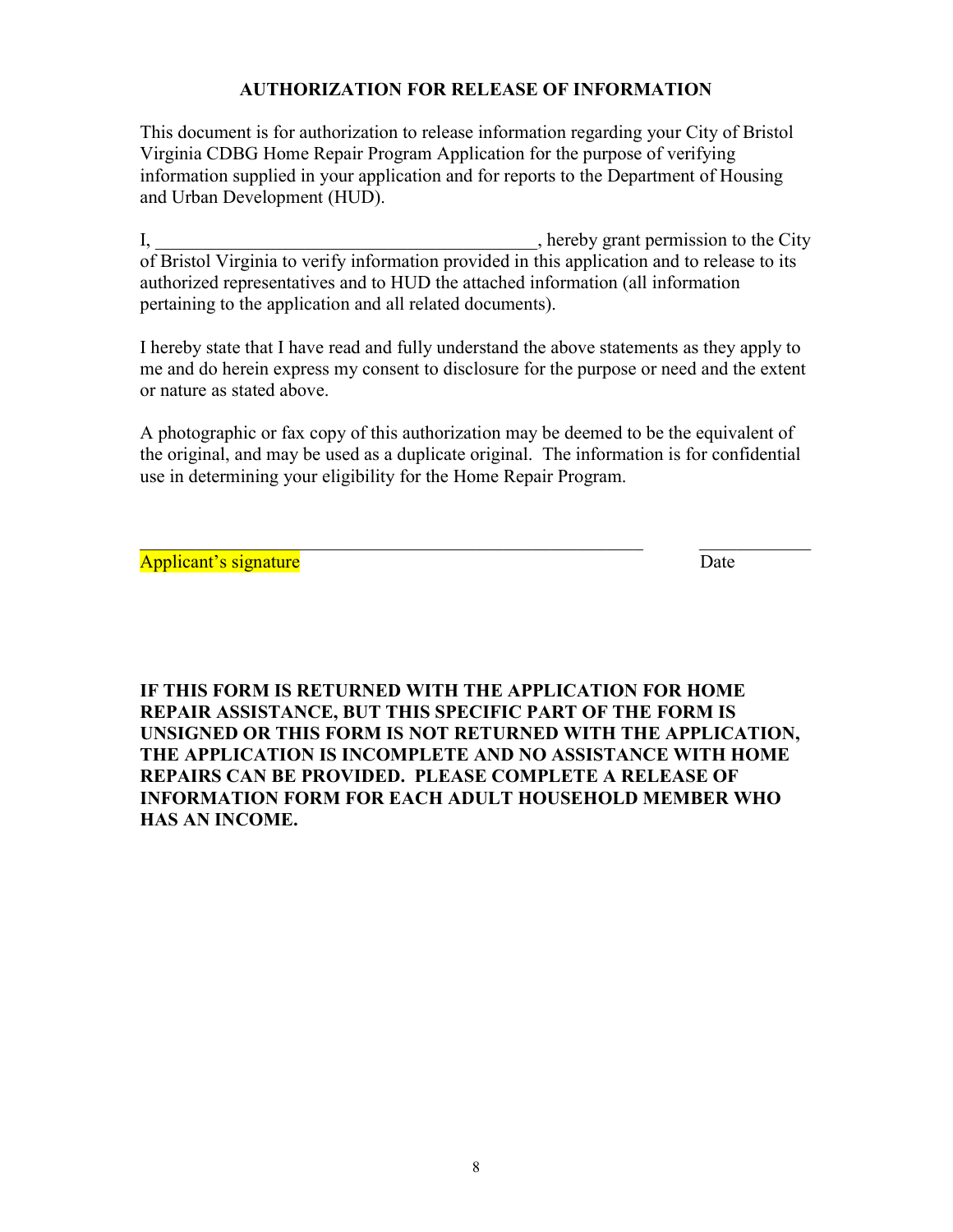## AUTHORIZATION FOR RELEASE OF INFORMATION

This document is for authorization to release information regarding your City of Bristol Virginia CDBG Home Repair Program Application for the purpose of verifying information supplied in your application and for reports to the Department of Housing and Urban Development (HUD).

I, _________________________________________, hereby grant permission to the City of Bristol Virginia to verify information provided in this application and to release to its authorized representatives and to HUD the attached information (all information pertaining to the application and all related documents).

I hereby state that I have read and fully understand the above statements as they apply to me and do herein express my consent to disclosure for the purpose or need and the extent or nature as stated above.

A photographic or fax copy of this authorization may be deemed to be the equivalent of the original, and may be used as a duplicate original. The information is for confidential use in determining your eligibility for the Home Repair Program.

_______________________________________________________ ____________

Applicant's signature Date

**IF THIS FORM IS RETURNED WITH THE APPLICATION FOR HOME REPAIR ASSISTANCE, BUT THIS SPECIFIC PART OF THE FORM IS UNSIGNED OR THIS FORM IS NOT RETURNED WITH THE APPLICATION, THE APPLICATION IS INCOMPLETE AND NO ASSISTANCE WITH HOME REPAIRS CAN BE PROVIDED. PLEASE COMPLETE A RELEASE OF INFORMATION FORM FOR EACH ADULT HOUSEHOLD MEMBER WHO HAS AN INCOME.**